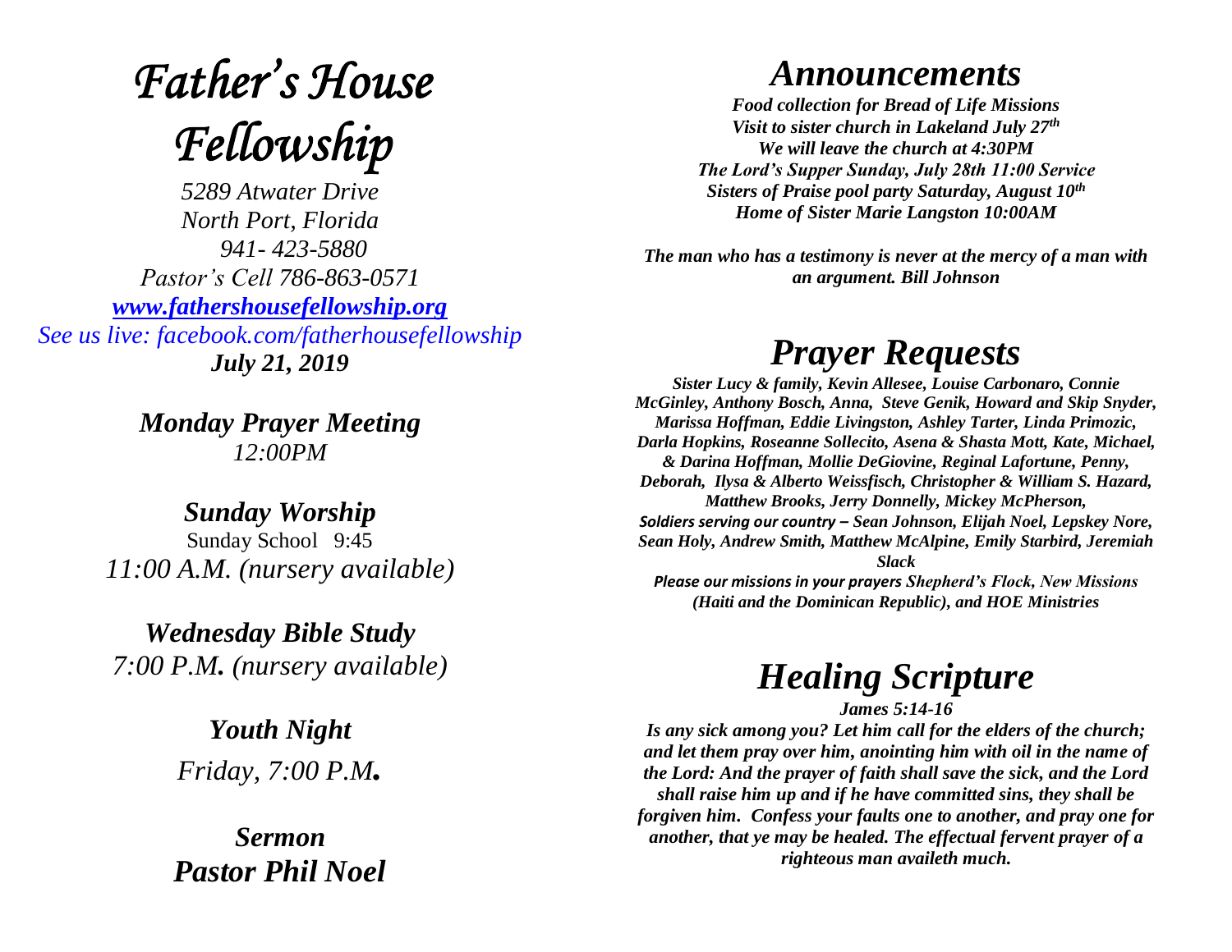# *Father's House Fellowship*

*5289 Atwater Drive*
*North Port, Florida*
*941- 423-5880*
*Pastor's Cell 786-863-0571*
*www.fathershousefellowship.org*
*See us live: facebook.com/fatherhousefellowship*
***July 21, 2019***

***Monday Prayer Meeting***
*12:00PM*

***Sunday Worship***
Sunday School 9:45
*11:00 A.M. (nursery available)*

***Wednesday Bible Study***
*7:00 P.M. (nursery available)*

***Youth Night***
*Friday, 7:00 P.M.*

***Sermon***
***Pastor Phil Noel***

# *Announcements*

***Food collection for Bread of Life Missions***
***Visit to sister church in Lakeland July 27th***
***We will leave the church at 4:30PM***
***The Lord's Supper Sunday, July 28th 11:00 Service***
***Sisters of Praise pool party Saturday, August 10th***
***Home of Sister Marie Langston 10:00AM***

***The man who has a testimony is never at the mercy of a man with an argument. Bill Johnson***

# *Prayer Requests*

***Sister Lucy & family, Kevin Allesee, Louise Carbonaro, Connie McGinley, Anthony Bosch, Anna, Steve Genik, Howard and Skip Snyder, Marissa Hoffman, Eddie Livingston, Ashley Tarter, Linda Primozic, Darla Hopkins, Roseanne Sollecito, Asena & Shasta Mott, Kate, Michael, & Darina Hoffman, Mollie DeGiovine, Reginal Lafortune, Penny, Deborah, Ilysa & Alberto Weissfisch, Christopher & William S. Hazard, Matthew Brooks, Jerry Donnelly, Mickey McPherson,***
***Soldiers serving our country – Sean Johnson, Elijah Noel, Lepskey Nore, Sean Holy, Andrew Smith, Matthew McAlpine, Emily Starbird, Jeremiah Slack***

***Please our missions in your prayers Shepherd's Flock, New Missions (Haiti and the Dominican Republic), and HOE Ministries***

# *Healing Scripture*

***James 5:14-16***

***Is any sick among you? Let him call for the elders of the church; and let them pray over him, anointing him with oil in the name of the Lord: And the prayer of faith shall save the sick, and the Lord shall raise him up and if he have committed sins, they shall be forgiven him. Confess your faults one to another, and pray one for another, that ye may be healed. The effectual fervent prayer of a righteous man availeth much.***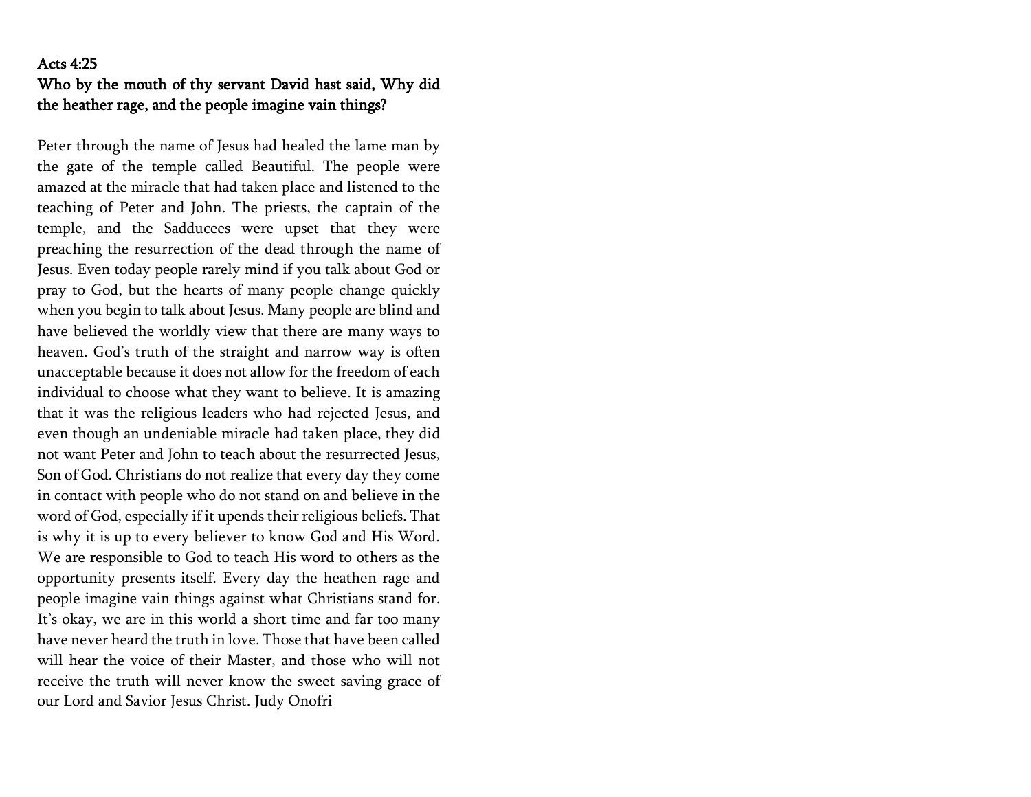**Acts 4:25**
**Who by the mouth of thy servant David hast said, Why did the heather rage, and the people imagine vain things?**

Peter through the name of Jesus had healed the lame man by the gate of the temple called Beautiful. The people were amazed at the miracle that had taken place and listened to the teaching of Peter and John. The priests, the captain of the temple, and the Sadducees were upset that they were preaching the resurrection of the dead through the name of Jesus. Even today people rarely mind if you talk about God or pray to God, but the hearts of many people change quickly when you begin to talk about Jesus. Many people are blind and have believed the worldly view that there are many ways to heaven. God's truth of the straight and narrow way is often unacceptable because it does not allow for the freedom of each individual to choose what they want to believe. It is amazing that it was the religious leaders who had rejected Jesus, and even though an undeniable miracle had taken place, they did not want Peter and John to teach about the resurrected Jesus, Son of God. Christians do not realize that every day they come in contact with people who do not stand on and believe in the word of God, especially if it upends their religious beliefs. That is why it is up to every believer to know God and His Word. We are responsible to God to teach His word to others as the opportunity presents itself. Every day the heathen rage and people imagine vain things against what Christians stand for. It's okay, we are in this world a short time and far too many have never heard the truth in love. Those that have been called will hear the voice of their Master, and those who will not receive the truth will never know the sweet saving grace of our Lord and Savior Jesus Christ. Judy Onofri